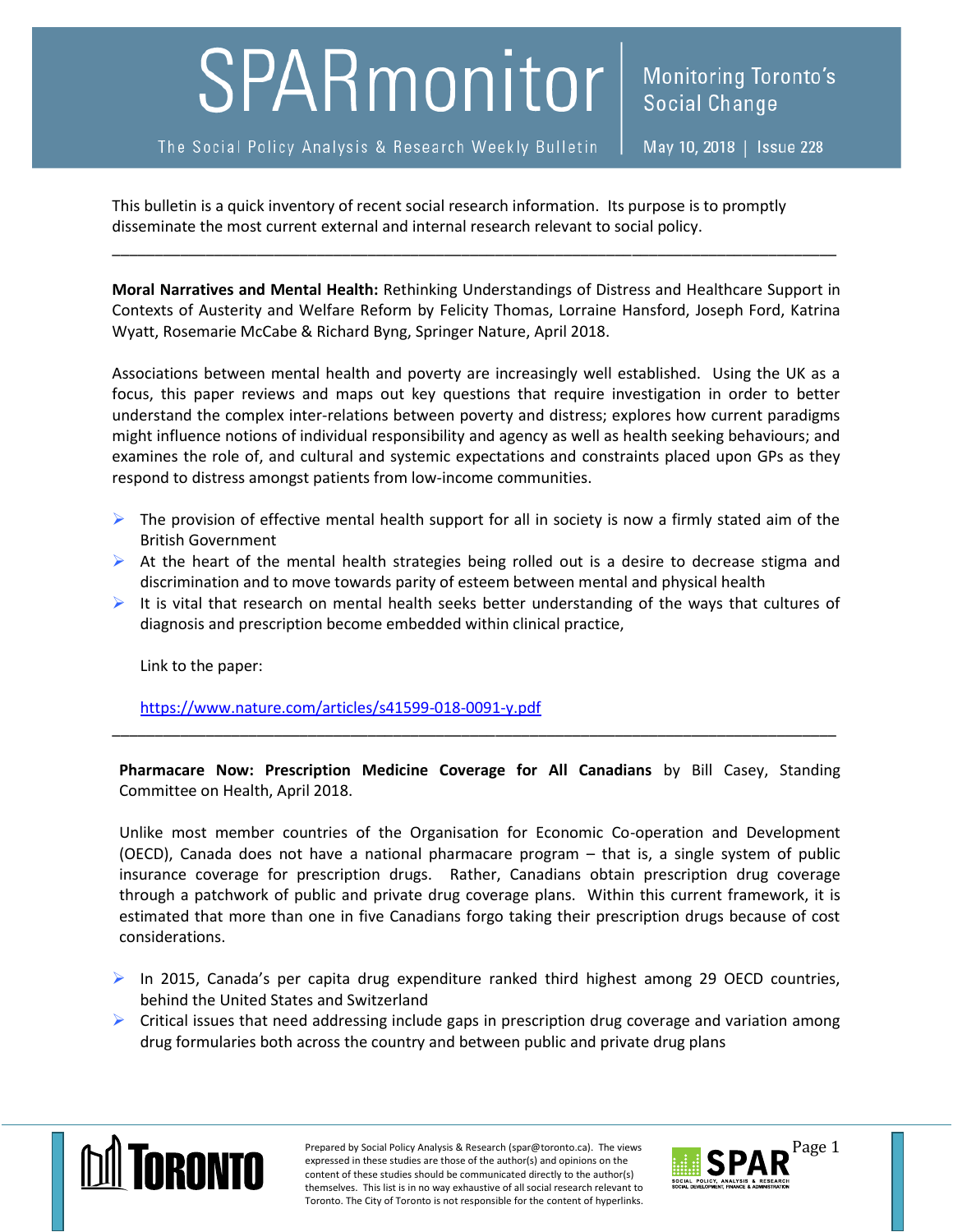# SPARmonitor

The Social Policy Analysis & Research Weekly Bulletin

Monitoring Toronto's Social Change

May 10, 2018 | Issue 228

This bulletin is a quick inventory of recent social research information. Its purpose is to promptly disseminate the most current external and internal research relevant to social policy.

---

**Moral Narratives and Mental Health:** Rethinking Understandings of Distress and Healthcare Support in Contexts of Austerity and Welfare Reform by Felicity Thomas, Lorraine Hansford, Joseph Ford, Katrina Wyatt, Rosemarie McCabe & Richard Byng, Springer Nature, April 2018.

Associations between mental health and poverty are increasingly well established. Using the UK as a focus, this paper reviews and maps out key questions that require investigation in order to better understand the complex inter-relations between poverty and distress; explores how current paradigms might influence notions of individual responsibility and agency as well as health seeking behaviours; and examines the role of, and cultural and systemic expectations and constraints placed upon GPs as they respond to distress amongst patients from low-income communities.

- The provision of effective mental health support for all in society is now a firmly stated aim of the British Government
- At the heart of the mental health strategies being rolled out is a desire to decrease stigma and discrimination and to move towards parity of esteem between mental and physical health
- It is vital that research on mental health seeks better understanding of the ways that cultures of diagnosis and prescription become embedded within clinical practice,

  Link to the paper:

  https://www.nature.com/articles/s41599-018-0091-y.pdf

---

**Pharmacare Now: Prescription Medicine Coverage for All Canadians** by Bill Casey, Standing Committee on Health, April 2018.

Unlike most member countries of the Organisation for Economic Co-operation and Development (OECD), Canada does not have a national pharmacare program – that is, a single system of public insurance coverage for prescription drugs. Rather, Canadians obtain prescription drug coverage through a patchwork of public and private drug coverage plans. Within this current framework, it is estimated that more than one in five Canadians forgo taking their prescription drugs because of cost considerations.

- In 2015, Canada's per capita drug expenditure ranked third highest among 29 OECD countries, behind the United States and Switzerland
- Critical issues that need addressing include gaps in prescription drug coverage and variation among drug formularies both across the country and between public and private drug plans

Prepared by Social Policy Analysis & Research (spar@toronto.ca). The views expressed in these studies are those of the author(s) and opinions on the content of these studies should be communicated directly to the author(s) themselves. This list is in no way exhaustive of all social research relevant to Toronto. The City of Toronto is not responsible for the content of hyperlinks.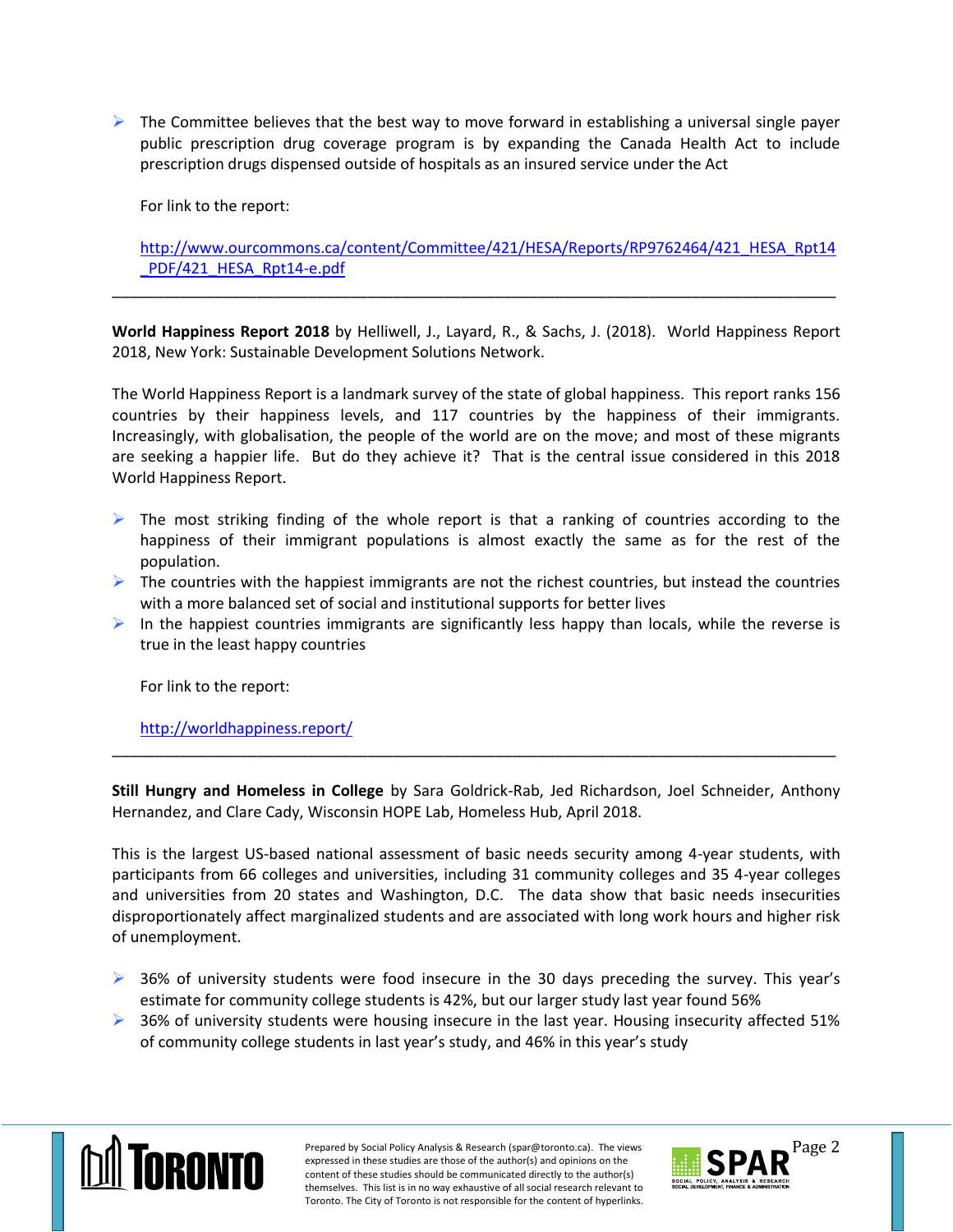- The Committee believes that the best way to move forward in establishing a universal single payer public prescription drug coverage program is by expanding the Canada Health Act to include prescription drugs dispensed outside of hospitals as an insured service under the Act

  For link to the report:

  http://www.ourcommons.ca/content/Committee/421/HESA/Reports/RP9762464/421_HESA_Rpt14_PDF/421_HESA_Rpt14-e.pdf

---

**World Happiness Report 2018** by Helliwell, J., Layard, R., & Sachs, J. (2018). World Happiness Report 2018, New York: Sustainable Development Solutions Network.

The World Happiness Report is a landmark survey of the state of global happiness. This report ranks 156 countries by their happiness levels, and 117 countries by the happiness of their immigrants. Increasingly, with globalisation, the people of the world are on the move; and most of these migrants are seeking a happier life. But do they achieve it? That is the central issue considered in this 2018 World Happiness Report.

- The most striking finding of the whole report is that a ranking of countries according to the happiness of their immigrant populations is almost exactly the same as for the rest of the population.
- The countries with the happiest immigrants are not the richest countries, but instead the countries with a more balanced set of social and institutional supports for better lives
- In the happiest countries immigrants are significantly less happy than locals, while the reverse is true in the least happy countries

  For link to the report:

  http://worldhappiness.report/

---

**Still Hungry and Homeless in College** by Sara Goldrick-Rab, Jed Richardson, Joel Schneider, Anthony Hernandez, and Clare Cady, Wisconsin HOPE Lab, Homeless Hub, April 2018.

This is the largest US-based national assessment of basic needs security among 4-year students, with participants from 66 colleges and universities, including 31 community colleges and 35 4-year colleges and universities from 20 states and Washington, D.C. The data show that basic needs insecurities disproportionately affect marginalized students and are associated with long work hours and higher risk of unemployment.

- 36% of university students were food insecure in the 30 days preceding the survey. This year's estimate for community college students is 42%, but our larger study last year found 56%
- 36% of university students were housing insecure in the last year. Housing insecurity affected 51% of community college students in last year's study, and 46% in this year's study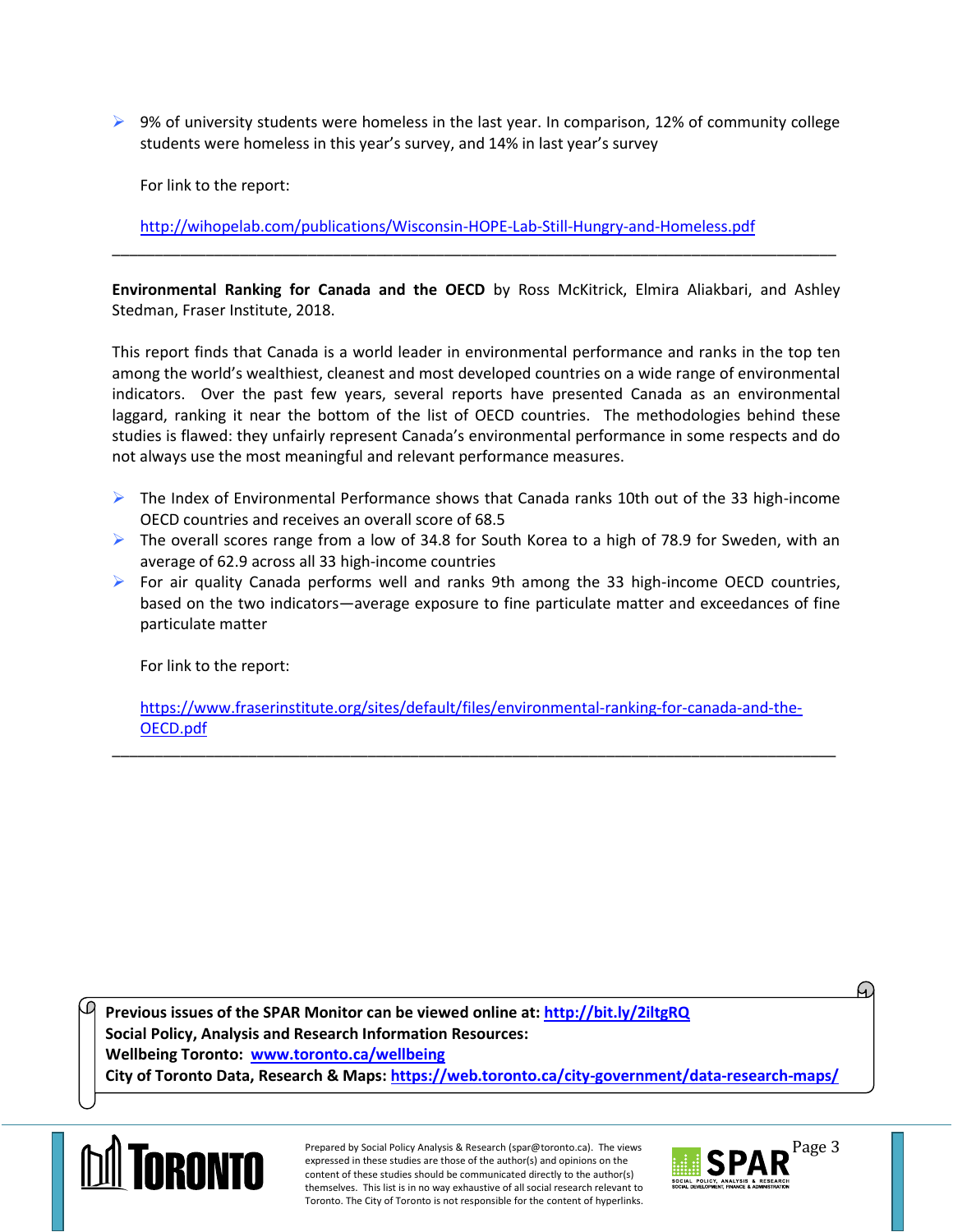- 9% of university students were homeless in the last year. In comparison, 12% of community college students were homeless in this year's survey, and 14% in last year's survey

  For link to the report:

  http://wihopelab.com/publications/Wisconsin-HOPE-Lab-Still-Hungry-and-Homeless.pdf

---

**Environmental Ranking for Canada and the OECD** by Ross McKitrick, Elmira Aliakbari, and Ashley Stedman, Fraser Institute, 2018.

This report finds that Canada is a world leader in environmental performance and ranks in the top ten among the world's wealthiest, cleanest and most developed countries on a wide range of environmental indicators. Over the past few years, several reports have presented Canada as an environmental laggard, ranking it near the bottom of the list of OECD countries. The methodologies behind these studies is flawed: they unfairly represent Canada's environmental performance in some respects and do not always use the most meaningful and relevant performance measures.

- The Index of Environmental Performance shows that Canada ranks 10th out of the 33 high-income OECD countries and receives an overall score of 68.5
- The overall scores range from a low of 34.8 for South Korea to a high of 78.9 for Sweden, with an average of 62.9 across all 33 high-income countries
- For air quality Canada performs well and ranks 9th among the 33 high-income OECD countries, based on the two indicators—average exposure to fine particulate matter and exceedances of fine particulate matter

  For link to the report:

  https://www.fraserinstitute.org/sites/default/files/environmental-ranking-for-canada-and-the-OECD.pdf

---

**Previous issues of the SPAR Monitor can be viewed online at: http://bit.ly/2iltgRQ**
**Social Policy, Analysis and Research Information Resources:**
**Wellbeing Toronto: www.toronto.ca/wellbeing**
**City of Toronto Data, Research & Maps: https://web.toronto.ca/city-government/data-research-maps/**

Prepared by Social Policy Analysis & Research (spar@toronto.ca). The views expressed in these studies are those of the author(s) and opinions on the content of these studies should be communicated directly to the author(s) themselves. This list is in no way exhaustive of all social research relevant to Toronto. The City of Toronto is not responsible for the content of hyperlinks.